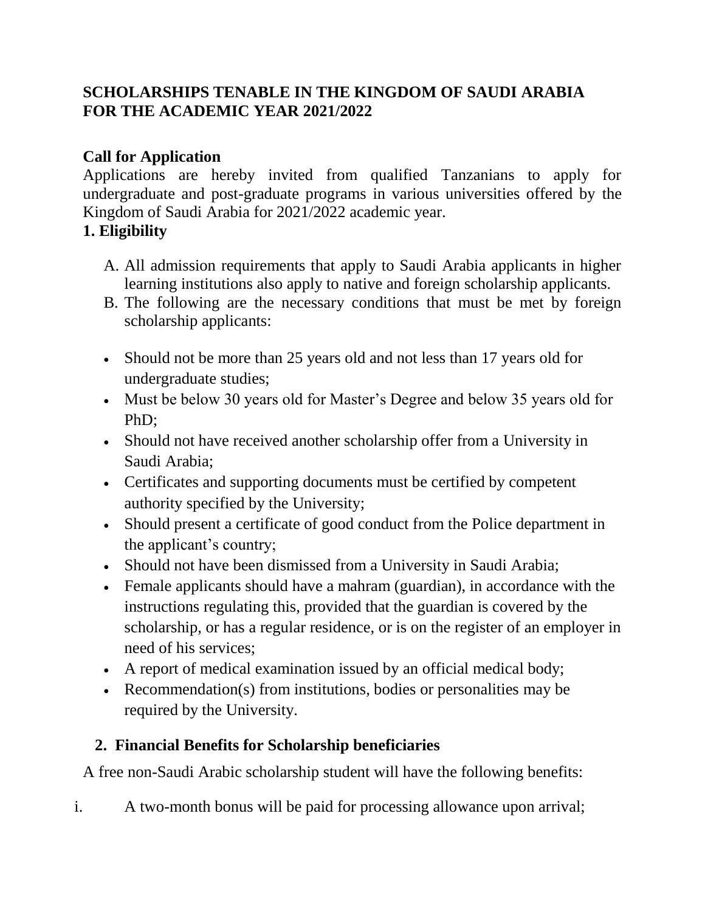**SCHOLARSHIPS TENABLE IN THE KINGDOM OF SAUDI ARABIA FOR THE ACADEMIC YEAR 2021/2022**

**Call for Application**

Applications are hereby invited from qualified Tanzanians to apply for undergraduate and post-graduate programs in various universities offered by the Kingdom of Saudi Arabia for 2021/2022 academic year.

**1. Eligibility**

A. All admission requirements that apply to Saudi Arabia applicants in higher learning institutions also apply to native and foreign scholarship applicants.

B. The following are the necessary conditions that must be met by foreign scholarship applicants:

- Should not be more than 25 years old and not less than 17 years old for undergraduate studies;
- Must be below 30 years old for Master's Degree and below 35 years old for PhD;
- Should not have received another scholarship offer from a University in Saudi Arabia;
- Certificates and supporting documents must be certified by competent authority specified by the University;
- Should present a certificate of good conduct from the Police department in the applicant's country;
- Should not have been dismissed from a University in Saudi Arabia;
- Female applicants should have a mahram (guardian), in accordance with the instructions regulating this, provided that the guardian is covered by the scholarship, or has a regular residence, or is on the register of an employer in need of his services;
- A report of medical examination issued by an official medical body;
- Recommendation(s) from institutions, bodies or personalities may be required by the University.

**2. Financial Benefits for Scholarship beneficiaries**

A free non-Saudi Arabic scholarship student will have the following benefits:

i. A two-month bonus will be paid for processing allowance upon arrival;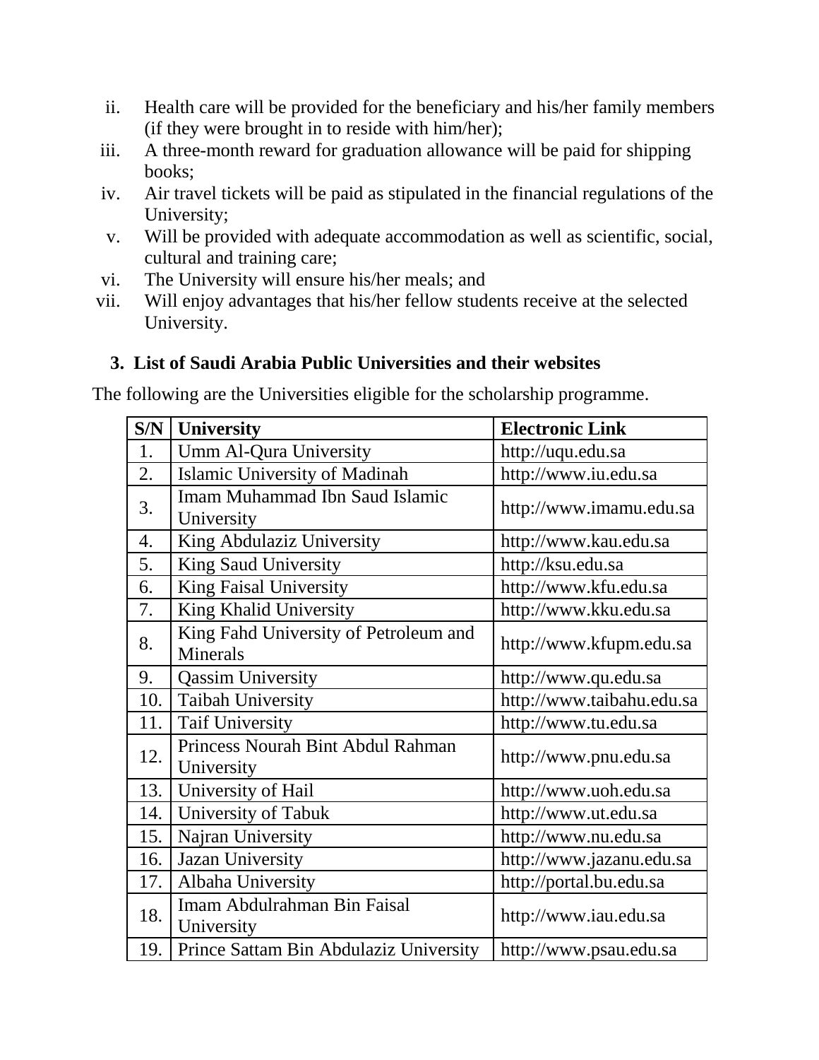ii. Health care will be provided for the beneficiary and his/her family members (if they were brought in to reside with him/her);
iii. A three-month reward for graduation allowance will be paid for shipping books;
iv. Air travel tickets will be paid as stipulated in the financial regulations of the University;
v. Will be provided with adequate accommodation as well as scientific, social, cultural and training care;
vi. The University will ensure his/her meals; and
vii. Will enjoy advantages that his/her fellow students receive at the selected University.

### 3. List of Saudi Arabia Public Universities and their websites

The following are the Universities eligible for the scholarship programme.

| S/N | University | Electronic Link |
|---|---|---|
| 1. | Umm Al-Qura University | http://uqu.edu.sa |
| 2. | Islamic University of Madinah | http://www.iu.edu.sa |
| 3. | Imam Muhammad Ibn Saud Islamic University | http://www.imamu.edu.sa |
| 4. | King Abdulaziz University | http://www.kau.edu.sa |
| 5. | King Saud University | http://ksu.edu.sa |
| 6. | King Faisal University | http://www.kfu.edu.sa |
| 7. | King Khalid University | http://www.kku.edu.sa |
| 8. | King Fahd University of Petroleum and Minerals | http://www.kfupm.edu.sa |
| 9. | Qassim University | http://www.qu.edu.sa |
| 10. | Taibah University | http://www.taibahu.edu.sa |
| 11. | Taif University | http://www.tu.edu.sa |
| 12. | Princess Nourah Bint Abdul Rahman University | http://www.pnu.edu.sa |
| 13. | University of Hail | http://www.uoh.edu.sa |
| 14. | University of Tabuk | http://www.ut.edu.sa |
| 15. | Najran University | http://www.nu.edu.sa |
| 16. | Jazan University | http://www.jazanu.edu.sa |
| 17. | Albaha University | http://portal.bu.edu.sa |
| 18. | Imam Abdulrahman Bin Faisal University | http://www.iau.edu.sa |
| 19. | Prince Sattam Bin Abdulaziz University | http://www.psau.edu.sa |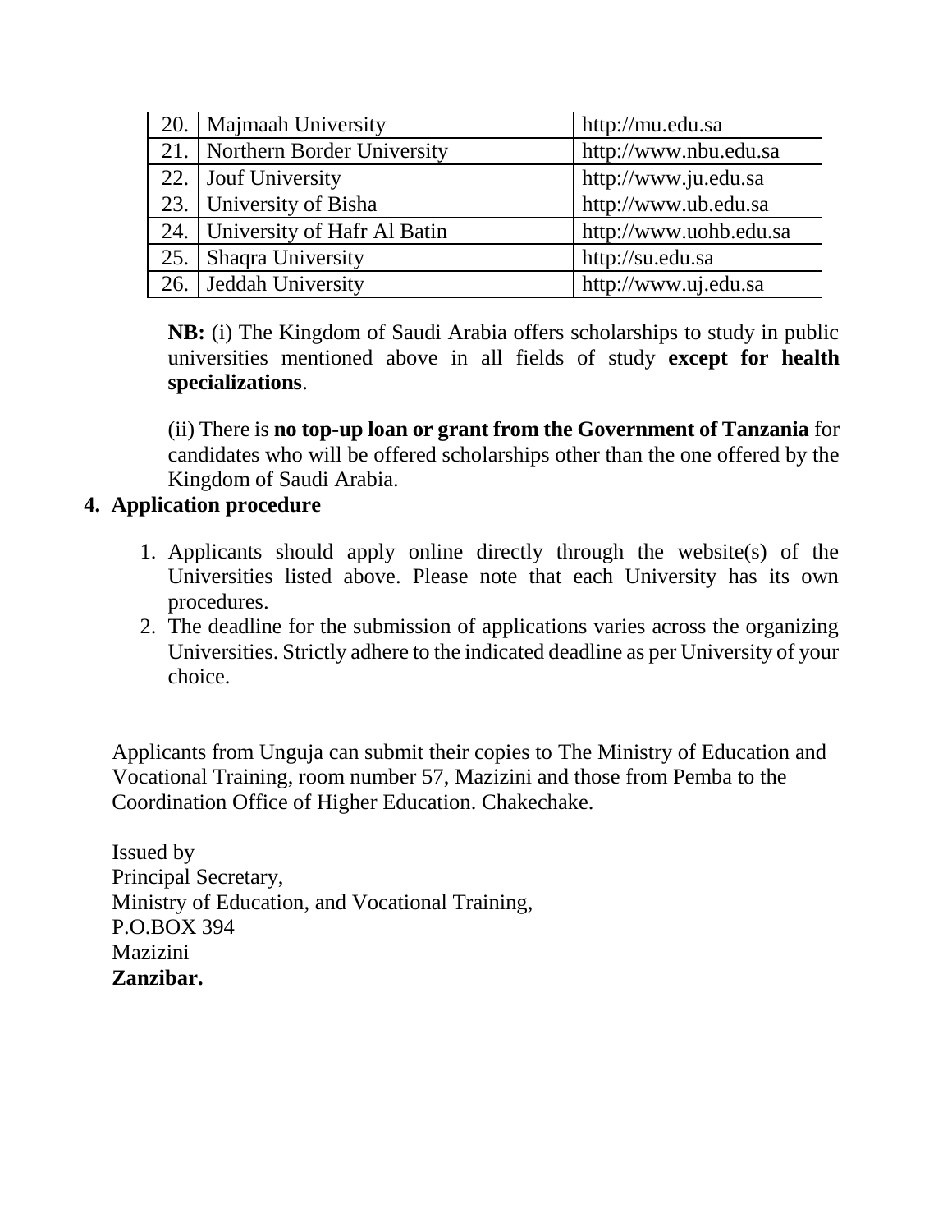| | | |
|---|---|---|
| 20. | Majmaah University | http://mu.edu.sa |
| 21. | Northern Border University | http://www.nbu.edu.sa |
| 22. | Jouf University | http://www.ju.edu.sa |
| 23. | University of Bisha | http://www.ub.edu.sa |
| 24. | University of Hafr Al Batin | http://www.uohb.edu.sa |
| 25. | Shaqra University | http://su.edu.sa |
| 26. | Jeddah University | http://www.uj.edu.sa |

**NB:** (i) The Kingdom of Saudi Arabia offers scholarships to study in public universities mentioned above in all fields of study **except for health specializations**.

(ii) There is **no top-up loan or grant from the Government of Tanzania** for candidates who will be offered scholarships other than the one offered by the Kingdom of Saudi Arabia.

**4. Application procedure**

1. Applicants should apply online directly through the website(s) of the Universities listed above. Please note that each University has its own procedures.
2. The deadline for the submission of applications varies across the organizing Universities. Strictly adhere to the indicated deadline as per University of your choice.

Applicants from Unguja can submit their copies to The Ministry of Education and Vocational Training, room number 57, Mazizini and those from Pemba to the Coordination Office of Higher Education. Chakechake.

Issued by
Principal Secretary,
Ministry of Education, and Vocational Training,
P.O.BOX 394
Mazizini
**Zanzibar.**